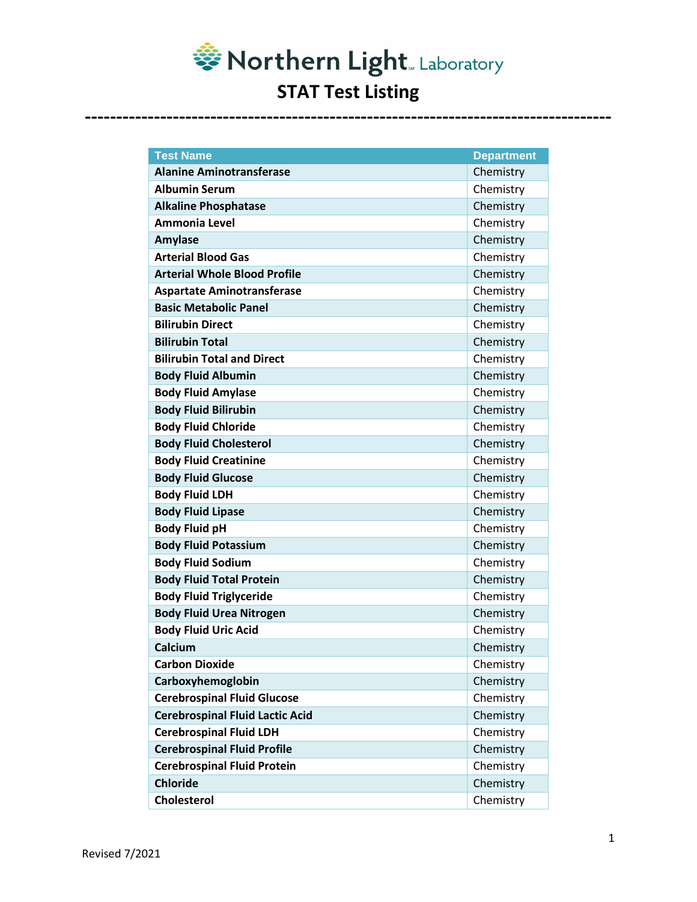# Northern Light Laboratory

## STAT Test Listing

---

| Test Name | Department |
| --- | --- |
| **Alanine Aminotransferase** | Chemistry |
| **Albumin Serum** | Chemistry |
| **Alkaline Phosphatase** | Chemistry |
| **Ammonia Level** | Chemistry |
| **Amylase** | Chemistry |
| **Arterial Blood Gas** | Chemistry |
| **Arterial Whole Blood Profile** | Chemistry |
| **Aspartate Aminotransferase** | Chemistry |
| **Basic Metabolic Panel** | Chemistry |
| **Bilirubin Direct** | Chemistry |
| **Bilirubin Total** | Chemistry |
| **Bilirubin Total and Direct** | Chemistry |
| **Body Fluid Albumin** | Chemistry |
| **Body Fluid Amylase** | Chemistry |
| **Body Fluid Bilirubin** | Chemistry |
| **Body Fluid Chloride** | Chemistry |
| **Body Fluid Cholesterol** | Chemistry |
| **Body Fluid Creatinine** | Chemistry |
| **Body Fluid Glucose** | Chemistry |
| **Body Fluid LDH** | Chemistry |
| **Body Fluid Lipase** | Chemistry |
| **Body Fluid pH** | Chemistry |
| **Body Fluid Potassium** | Chemistry |
| **Body Fluid Sodium** | Chemistry |
| **Body Fluid Total Protein** | Chemistry |
| **Body Fluid Triglyceride** | Chemistry |
| **Body Fluid Urea Nitrogen** | Chemistry |
| **Body Fluid Uric Acid** | Chemistry |
| **Calcium** | Chemistry |
| **Carbon Dioxide** | Chemistry |
| **Carboxyhemoglobin** | Chemistry |
| **Cerebrospinal Fluid Glucose** | Chemistry |
| **Cerebrospinal Fluid Lactic Acid** | Chemistry |
| **Cerebrospinal Fluid LDH** | Chemistry |
| **Cerebrospinal Fluid Profile** | Chemistry |
| **Cerebrospinal Fluid Protein** | Chemistry |
| **Chloride** | Chemistry |
| **Cholesterol** | Chemistry |

Revised 7/2021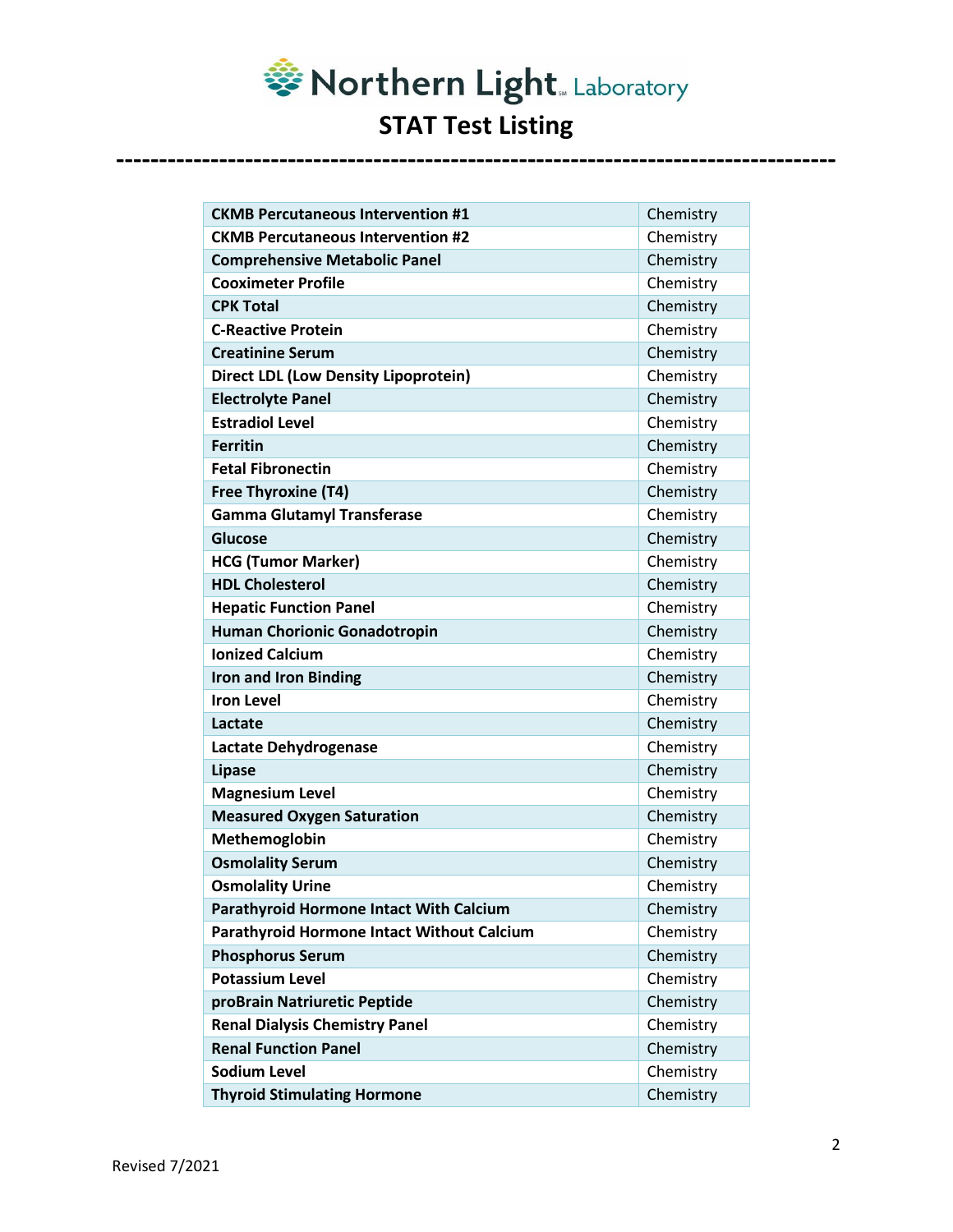| CKMB Percutaneous Intervention #1 | Chemistry |
|---|---|
| CKMB Percutaneous Intervention #2 | Chemistry |
| Comprehensive Metabolic Panel | Chemistry |
| Cooximeter Profile | Chemistry |
| CPK Total | Chemistry |
| C-Reactive Protein | Chemistry |
| Creatinine Serum | Chemistry |
| Direct LDL (Low Density Lipoprotein) | Chemistry |
| Electrolyte Panel | Chemistry |
| Estradiol Level | Chemistry |
| Ferritin | Chemistry |
| Fetal Fibronectin | Chemistry |
| Free Thyroxine (T4) | Chemistry |
| Gamma Glutamyl Transferase | Chemistry |
| Glucose | Chemistry |
| HCG (Tumor Marker) | Chemistry |
| HDL Cholesterol | Chemistry |
| Hepatic Function Panel | Chemistry |
| Human Chorionic Gonadotropin | Chemistry |
| Ionized Calcium | Chemistry |
| Iron and Iron Binding | Chemistry |
| Iron Level | Chemistry |
| Lactate | Chemistry |
| Lactate Dehydrogenase | Chemistry |
| Lipase | Chemistry |
| Magnesium Level | Chemistry |
| Measured Oxygen Saturation | Chemistry |
| Methemoglobin | Chemistry |
| Osmolality Serum | Chemistry |
| Osmolality Urine | Chemistry |
| Parathyroid Hormone Intact With Calcium | Chemistry |
| Parathyroid Hormone Intact Without Calcium | Chemistry |
| Phosphorus Serum | Chemistry |
| Potassium Level | Chemistry |
| proBrain Natriuretic Peptide | Chemistry |
| Renal Dialysis Chemistry Panel | Chemistry |
| Renal Function Panel | Chemistry |
| Sodium Level | Chemistry |
| Thyroid Stimulating Hormone | Chemistry |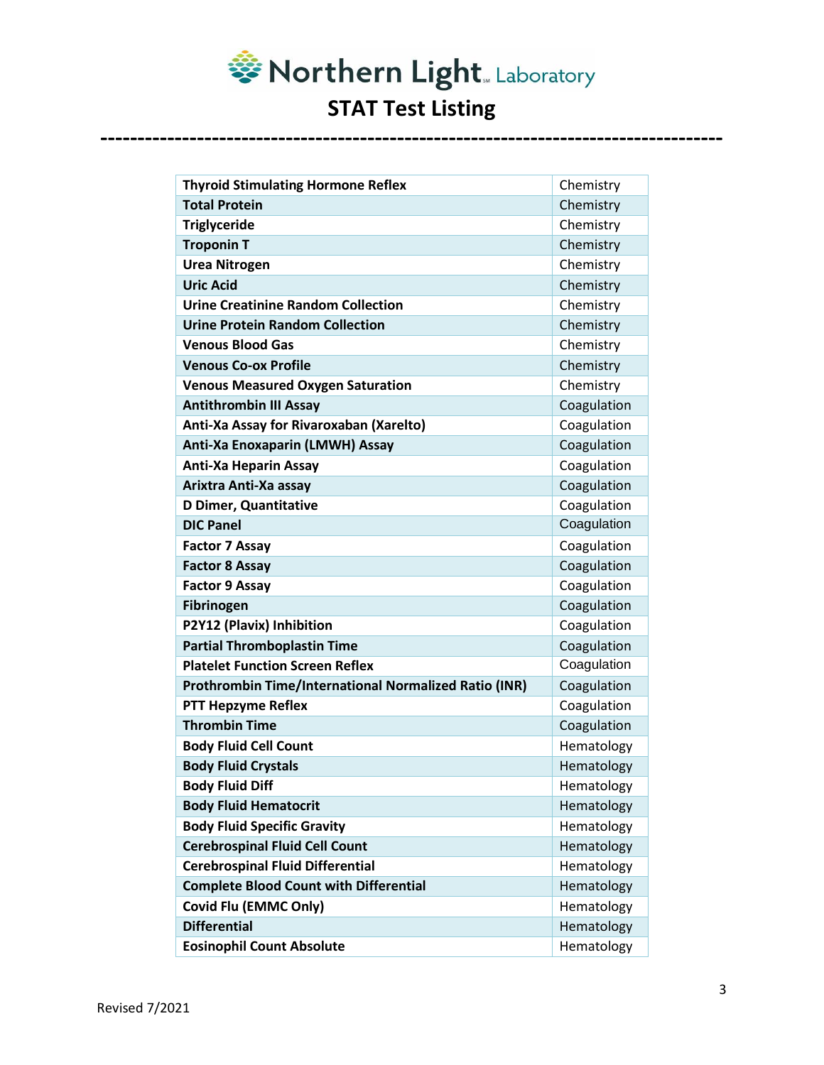# Northern Light Laboratory

## STAT Test Listing

| | |
|---|---|
| **Thyroid Stimulating Hormone Reflex** | Chemistry |
| **Total Protein** | Chemistry |
| **Triglyceride** | Chemistry |
| **Troponin T** | Chemistry |
| **Urea Nitrogen** | Chemistry |
| **Uric Acid** | Chemistry |
| **Urine Creatinine Random Collection** | Chemistry |
| **Urine Protein Random Collection** | Chemistry |
| **Venous Blood Gas** | Chemistry |
| **Venous Co-ox Profile** | Chemistry |
| **Venous Measured Oxygen Saturation** | Chemistry |
| **Antithrombin III Assay** | Coagulation |
| **Anti-Xa Assay for Rivaroxaban (Xarelto)** | Coagulation |
| **Anti-Xa Enoxaparin (LMWH) Assay** | Coagulation |
| **Anti-Xa Heparin Assay** | Coagulation |
| **Arixtra Anti-Xa assay** | Coagulation |
| **D Dimer, Quantitative** | Coagulation |
| **DIC Panel** | Coagulation |
| **Factor 7 Assay** | Coagulation |
| **Factor 8 Assay** | Coagulation |
| **Factor 9 Assay** | Coagulation |
| **Fibrinogen** | Coagulation |
| **P2Y12 (Plavix) Inhibition** | Coagulation |
| **Partial Thromboplastin Time** | Coagulation |
| **Platelet Function Screen Reflex** | Coagulation |
| **Prothrombin Time/International Normalized Ratio (INR)** | Coagulation |
| **PTT Hepzyme Reflex** | Coagulation |
| **Thrombin Time** | Coagulation |
| **Body Fluid Cell Count** | Hematology |
| **Body Fluid Crystals** | Hematology |
| **Body Fluid Diff** | Hematology |
| **Body Fluid Hematocrit** | Hematology |
| **Body Fluid Specific Gravity** | Hematology |
| **Cerebrospinal Fluid Cell Count** | Hematology |
| **Cerebrospinal Fluid Differential** | Hematology |
| **Complete Blood Count with Differential** | Hematology |
| **Covid Flu (EMMC Only)** | Hematology |
| **Differential** | Hematology |
| **Eosinophil Count Absolute** | Hematology |

Revised 7/2021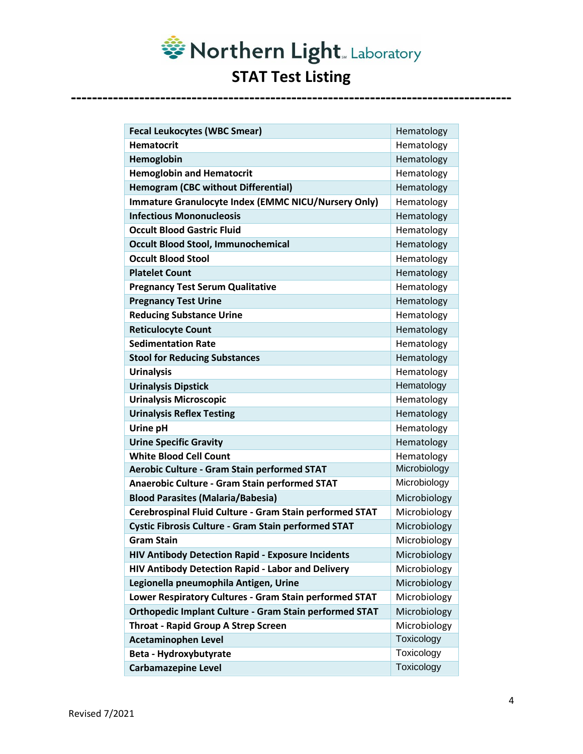# Northern Light Laboratory

## STAT Test Listing

---

| Test | Department |
|---|---|
| **Fecal Leukocytes (WBC Smear)** | Hematology |
| **Hematocrit** | Hematology |
| **Hemoglobin** | Hematology |
| **Hemoglobin and Hematocrit** | Hematology |
| **Hemogram (CBC without Differential)** | Hematology |
| **Immature Granulocyte Index (EMMC NICU/Nursery Only)** | Hematology |
| **Infectious Mononucleosis** | Hematology |
| **Occult Blood Gastric Fluid** | Hematology |
| **Occult Blood Stool, Immunochemical** | Hematology |
| **Occult Blood Stool** | Hematology |
| **Platelet Count** | Hematology |
| **Pregnancy Test Serum Qualitative** | Hematology |
| **Pregnancy Test Urine** | Hematology |
| **Reducing Substance Urine** | Hematology |
| **Reticulocyte Count** | Hematology |
| **Sedimentation Rate** | Hematology |
| **Stool for Reducing Substances** | Hematology |
| **Urinalysis** | Hematology |
| **Urinalysis Dipstick** | Hematology |
| **Urinalysis Microscopic** | Hematology |
| **Urinalysis Reflex Testing** | Hematology |
| **Urine pH** | Hematology |
| **Urine Specific Gravity** | Hematology |
| **White Blood Cell Count** | Hematology |
| **Aerobic Culture - Gram Stain performed STAT** | Microbiology |
| **Anaerobic Culture - Gram Stain performed STAT** | Microbiology |
| **Blood Parasites (Malaria/Babesia)** | Microbiology |
| **Cerebrospinal Fluid Culture - Gram Stain performed STAT** | Microbiology |
| **Cystic Fibrosis Culture - Gram Stain performed STAT** | Microbiology |
| **Gram Stain** | Microbiology |
| **HIV Antibody Detection Rapid - Exposure Incidents** | Microbiology |
| **HIV Antibody Detection Rapid - Labor and Delivery** | Microbiology |
| **Legionella pneumophila Antigen, Urine** | Microbiology |
| **Lower Respiratory Cultures - Gram Stain performed STAT** | Microbiology |
| **Orthopedic Implant Culture - Gram Stain performed STAT** | Microbiology |
| **Throat - Rapid Group A Strep Screen** | Microbiology |
| **Acetaminophen Level** | Toxicology |
| **Beta - Hydroxybutyrate** | Toxicology |
| **Carbamazepine Level** | Toxicology |

Revised 7/2021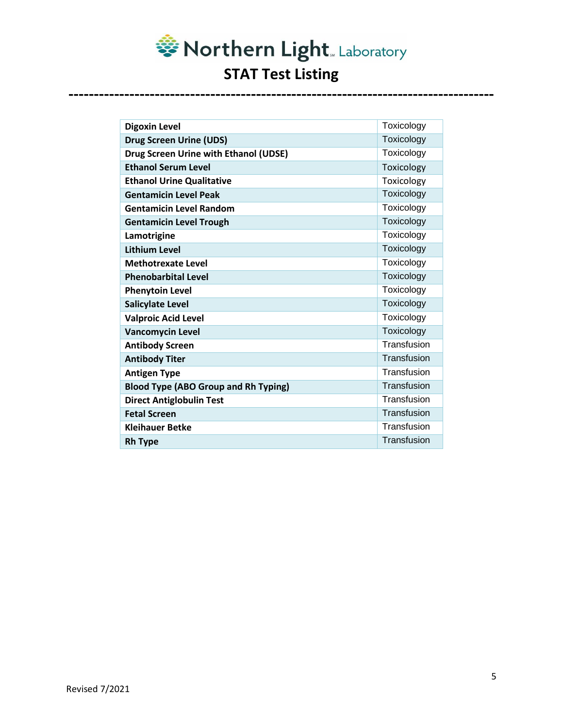# Northern Light Laboratory

## STAT Test Listing

---

| | |
|---|---|
| **Digoxin Level** | Toxicology |
| **Drug Screen Urine (UDS)** | Toxicology |
| **Drug Screen Urine with Ethanol (UDSE)** | Toxicology |
| **Ethanol Serum Level** | Toxicology |
| **Ethanol Urine Qualitative** | Toxicology |
| **Gentamicin Level Peak** | Toxicology |
| **Gentamicin Level Random** | Toxicology |
| **Gentamicin Level Trough** | Toxicology |
| **Lamotrigine** | Toxicology |
| **Lithium Level** | Toxicology |
| **Methotrexate Level** | Toxicology |
| **Phenobarbital Level** | Toxicology |
| **Phenytoin Level** | Toxicology |
| **Salicylate Level** | Toxicology |
| **Valproic Acid Level** | Toxicology |
| **Vancomycin Level** | Toxicology |
| **Antibody Screen** | Transfusion |
| **Antibody Titer** | Transfusion |
| **Antigen Type** | Transfusion |
| **Blood Type (ABO Group and Rh Typing)** | Transfusion |
| **Direct Antiglobulin Test** | Transfusion |
| **Fetal Screen** | Transfusion |
| **Kleihauer Betke** | Transfusion |
| **Rh Type** | Transfusion |

Revised 7/2021